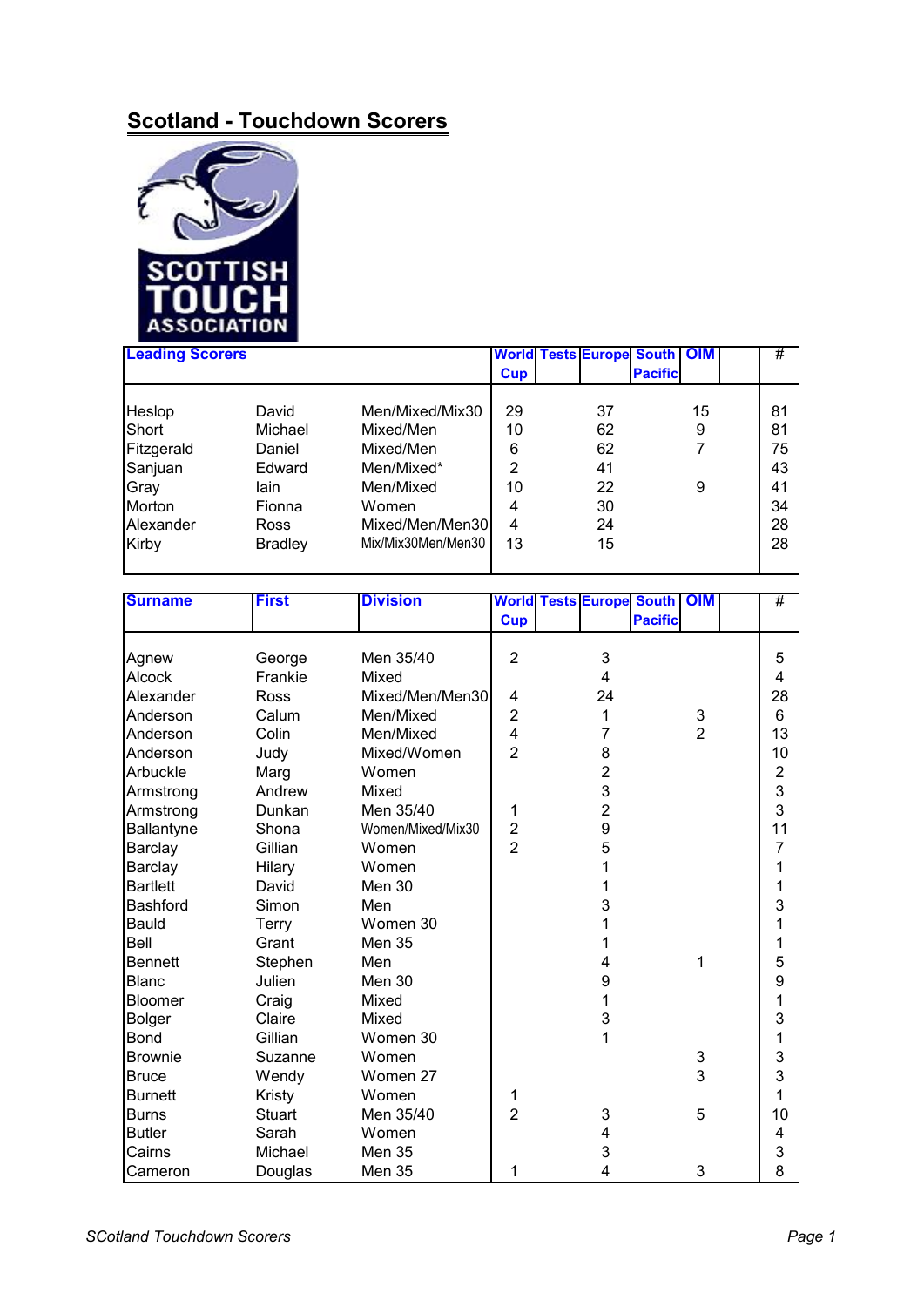# Scotland - Touchdown Scorers

SCOTTISH TOUCH ASSOCIATION

| Leading Scorers | | | World Cup | Tests | Europe | South Pacific | OIM | | # |
|---|---|---|---|---|---|---|---|---|---|
| Heslop | David | Men/Mixed/Mix30 | 29 | | 37 | | 15 | | 81 |
| Short | Michael | Mixed/Men | 10 | | 62 | | 9 | | 81 |
| Fitzgerald | Daniel | Mixed/Men | 6 | | 62 | | 7 | | 75 |
| Sanjuan | Edward | Men/Mixed* | 2 | | 41 | | | | 43 |
| Gray | Iain | Men/Mixed | 10 | | 22 | | 9 | | 41 |
| Morton | Fionna | Women | 4 | | 30 | | | | 34 |
| Alexander | Ross | Mixed/Men/Men30 | 4 | | 24 | | | | 28 |
| Kirby | Bradley | Mix/Mix30Men/Men30 | 13 | | 15 | | | | 28 |

| Surname | First | Division | World Cup | Tests | Europe | South Pacific | OIM | | # |
|---|---|---|---|---|---|---|---|---|---|
| Agnew | George | Men 35/40 | 2 | | 3 | | | | 5 |
| Alcock | Frankie | Mixed | | | 4 | | | | 4 |
| Alexander | Ross | Mixed/Men/Men30 | 4 | | 24 | | | | 28 |
| Anderson | Calum | Men/Mixed | 2 | | 1 | | 3 | | 6 |
| Anderson | Colin | Men/Mixed | 4 | | 7 | | 2 | | 13 |
| Anderson | Judy | Mixed/Women | 2 | | 8 | | | | 10 |
| Arbuckle | Marg | Women | | | 2 | | | | 2 |
| Armstrong | Andrew | Mixed | | | 3 | | | | 3 |
| Armstrong | Dunkan | Men 35/40 | 1 | | 2 | | | | 3 |
| Ballantyne | Shona | Women/Mixed/Mix30 | 2 | | 9 | | | | 11 |
| Barclay | Gillian | Women | 2 | | 5 | | | | 7 |
| Barclay | Hilary | Women | | | 1 | | | | 1 |
| Bartlett | David | Men 30 | | | 1 | | | | 1 |
| Bashford | Simon | Men | | | 3 | | | | 3 |
| Bauld | Terry | Women 30 | | | 1 | | | | 1 |
| Bell | Grant | Men 35 | | | 1 | | | | 1 |
| Bennett | Stephen | Men | | | 4 | | 1 | | 5 |
| Blanc | Julien | Men 30 | | | 9 | | | | 9 |
| Bloomer | Craig | Mixed | | | 1 | | | | 1 |
| Bolger | Claire | Mixed | | | 3 | | | | 3 |
| Bond | Gillian | Women 30 | | | 1 | | | | 1 |
| Brownie | Suzanne | Women | | | | | 3 | | 3 |
| Bruce | Wendy | Women 27 | | | | | 3 | | 3 |
| Burnett | Kristy | Women | 1 | | | | | | 1 |
| Burns | Stuart | Men 35/40 | 2 | | 3 | | 5 | | 10 |
| Butler | Sarah | Women | | | 4 | | | | 4 |
| Cairns | Michael | Men 35 | | | 3 | | | | 3 |
| Cameron | Douglas | Men 35 | 1 | | 4 | | 3 | | 8 |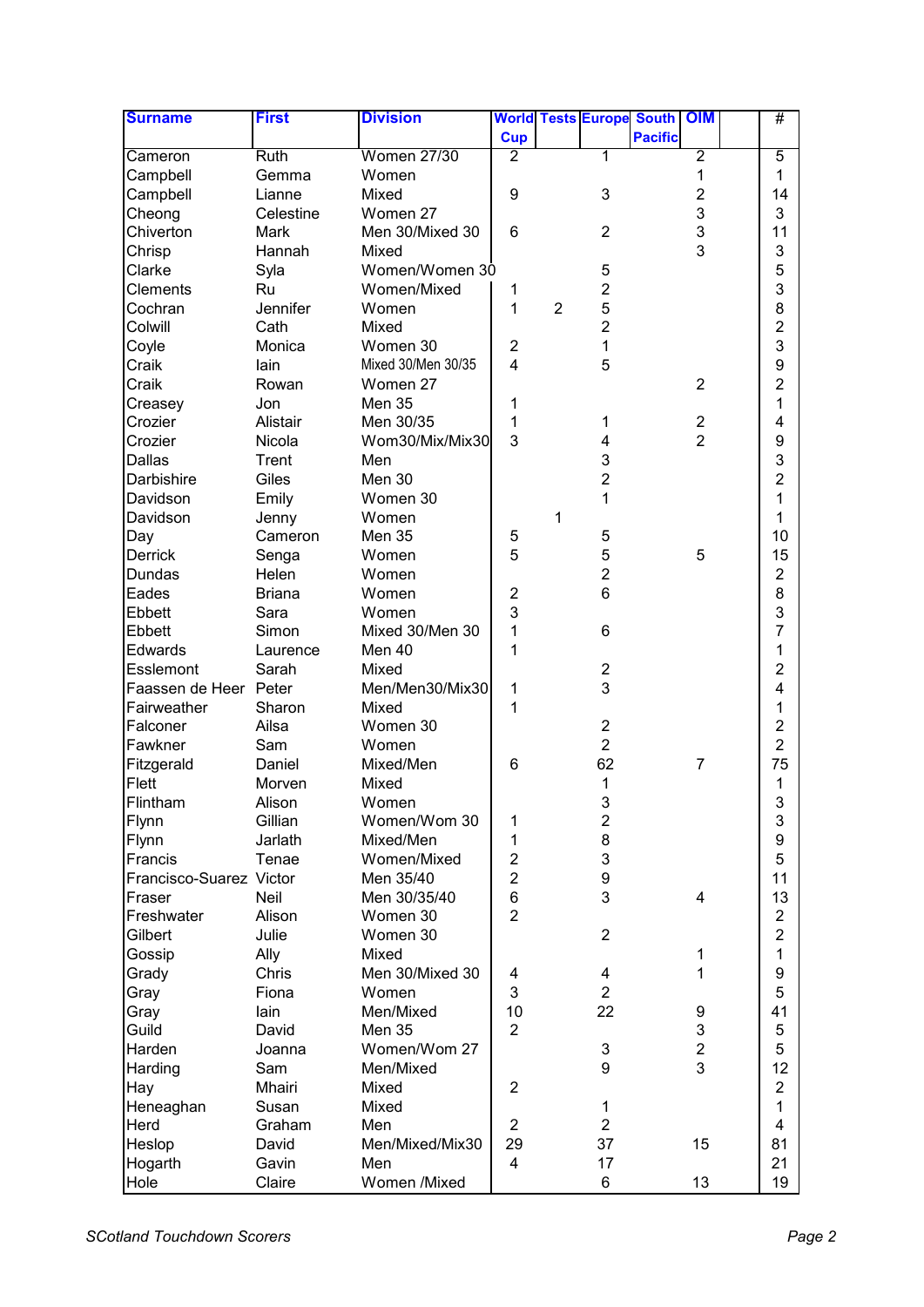| Surname | First | Division | World Cup | Tests | Europe | South Pacific | OIM | | # |
|---|---|---|---|---|---|---|---|---|---|
| Cameron | Ruth | Women 27/30 | 2 | | 1 | | 2 | | 5 |
| Campbell | Gemma | Women | | | | | 1 | | 1 |
| Campbell | Lianne | Mixed | 9 | | 3 | | 2 | | 14 |
| Cheong | Celestine | Women 27 | | | | | 3 | | 3 |
| Chiverton | Mark | Men 30/Mixed 30 | 6 | | 2 | | 3 | | 11 |
| Chrisp | Hannah | Mixed | | | | | 3 | | 3 |
| Clarke | Syla | Women/Women 30 | | | 5 | | | | 5 |
| Clements | Ru | Women/Mixed | 1 | | 2 | | | | 3 |
| Cochran | Jennifer | Women | 1 | 2 | 5 | | | | 8 |
| Colwill | Cath | Mixed | | | 2 | | | | 2 |
| Coyle | Monica | Women 30 | 2 | | 1 | | | | 3 |
| Craik | Iain | Mixed 30/Men 30/35 | 4 | | 5 | | | | 9 |
| Craik | Rowan | Women 27 | | | | | 2 | | 2 |
| Creasey | Jon | Men 35 | 1 | | | | | | 1 |
| Crozier | Alistair | Men 30/35 | 1 | | 1 | | 2 | | 4 |
| Crozier | Nicola | Wom30/Mix/Mix30 | 3 | | 4 | | 2 | | 9 |
| Dallas | Trent | Men | | | 3 | | | | 3 |
| Darbishire | Giles | Men 30 | | | 2 | | | | 2 |
| Davidson | Emily | Women 30 | | | 1 | | | | 1 |
| Davidson | Jenny | Women | | 1 | | | | | 1 |
| Day | Cameron | Men 35 | 5 | | 5 | | | | 10 |
| Derrick | Senga | Women | 5 | | 5 | | 5 | | 15 |
| Dundas | Helen | Women | | | 2 | | | | 2 |
| Eades | Briana | Women | 2 | | 6 | | | | 8 |
| Ebbett | Sara | Women | 3 | | | | | | 3 |
| Ebbett | Simon | Mixed 30/Men 30 | 1 | | 6 | | | | 7 |
| Edwards | Laurence | Men 40 | 1 | | | | | | 1 |
| Esslemont | Sarah | Mixed | | | 2 | | | | 2 |
| Faassen de Heer | Peter | Men/Men30/Mix30 | 1 | | 3 | | | | 4 |
| Fairweather | Sharon | Mixed | 1 | | | | | | 1 |
| Falconer | Ailsa | Women 30 | | | 2 | | | | 2 |
| Fawkner | Sam | Women | | | 2 | | | | 2 |
| Fitzgerald | Daniel | Mixed/Men | 6 | | 62 | | 7 | | 75 |
| Flett | Morven | Mixed | | | 1 | | | | 1 |
| Flintham | Alison | Women | | | 3 | | | | 3 |
| Flynn | Gillian | Women/Wom 30 | 1 | | 2 | | | | 3 |
| Flynn | Jarlath | Mixed/Men | 1 | | 8 | | | | 9 |
| Francis | Tenae | Women/Mixed | 2 | | 3 | | | | 5 |
| Francisco-Suarez | Victor | Men 35/40 | 2 | | 9 | | | | 11 |
| Fraser | Neil | Men 30/35/40 | 6 | | 3 | | 4 | | 13 |
| Freshwater | Alison | Women 30 | 2 | | | | | | 2 |
| Gilbert | Julie | Women 30 | | | 2 | | | | 2 |
| Gossip | Ally | Mixed | | | | | 1 | | 1 |
| Grady | Chris | Men 30/Mixed 30 | 4 | | 4 | | 1 | | 9 |
| Gray | Fiona | Women | 3 | | 2 | | | | 5 |
| Gray | Iain | Men/Mixed | 10 | | 22 | | 9 | | 41 |
| Guild | David | Men 35 | 2 | | | | 3 | | 5 |
| Harden | Joanna | Women/Wom 27 | | | 3 | | 2 | | 5 |
| Harding | Sam | Men/Mixed | | | 9 | | 3 | | 12 |
| Hay | Mhairi | Mixed | 2 | | | | | | 2 |
| Heneaghan | Susan | Mixed | | | 1 | | | | 1 |
| Herd | Graham | Men | 2 | | 2 | | | | 4 |
| Heslop | David | Men/Mixed/Mix30 | 29 | | 37 | | 15 | | 81 |
| Hogarth | Gavin | Men | 4 | | 17 | | | | 21 |
| Hole | Claire | Women /Mixed | | | 6 | | 13 | | 19 |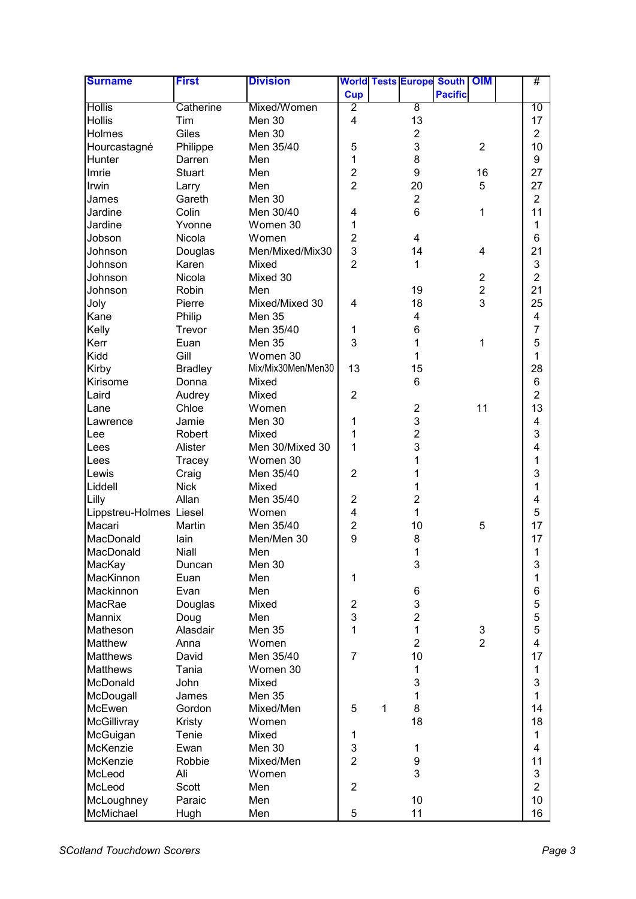| Surname | First | Division | World Cup | Tests | Europe | South Pacific | OIM | | # |
|---|---|---|---|---|---|---|---|---|---|
| Hollis | Catherine | Mixed/Women | 2 | | 8 | | | | 10 |
| Hollis | Tim | Men 30 | 4 | | 13 | | | | 17 |
| Holmes | Giles | Men 30 | | | 2 | | | | 2 |
| Hourcastagné | Philippe | Men 35/40 | 5 | | 3 | | 2 | | 10 |
| Hunter | Darren | Men | 1 | | 8 | | | | 9 |
| Imrie | Stuart | Men | 2 | | 9 | | 16 | | 27 |
| Irwin | Larry | Men | 2 | | 20 | | 5 | | 27 |
| James | Gareth | Men 30 | | | 2 | | | | 2 |
| Jardine | Colin | Men 30/40 | 4 | | 6 | | 1 | | 11 |
| Jardine | Yvonne | Women 30 | 1 | | | | | | 1 |
| Jobson | Nicola | Women | 2 | | 4 | | | | 6 |
| Johnson | Douglas | Men/Mixed/Mix30 | 3 | | 14 | | 4 | | 21 |
| Johnson | Karen | Mixed | 2 | | 1 | | | | 3 |
| Johnson | Nicola | Mixed 30 | | | | | 2 | | 2 |
| Johnson | Robin | Men | | | 19 | | 2 | | 21 |
| Joly | Pierre | Mixed/Mixed 30 | 4 | | 18 | | 3 | | 25 |
| Kane | Philip | Men 35 | | | 4 | | | | 4 |
| Kelly | Trevor | Men 35/40 | 1 | | 6 | | | | 7 |
| Kerr | Euan | Men 35 | 3 | | 1 | | 1 | | 5 |
| Kidd | Gill | Women 30 | | | 1 | | | | 1 |
| Kirby | Bradley | Mix/Mix30Men/Men30 | 13 | | 15 | | | | 28 |
| Kirisome | Donna | Mixed | | | 6 | | | | 6 |
| Laird | Audrey | Mixed | 2 | | | | | | 2 |
| Lane | Chloe | Women | | | 2 | | 11 | | 13 |
| Lawrence | Jamie | Men 30 | 1 | | 3 | | | | 4 |
| Lee | Robert | Mixed | 1 | | 2 | | | | 3 |
| Lees | Alister | Men 30/Mixed 30 | 1 | | 3 | | | | 4 |
| Lees | Tracey | Women 30 | | | 1 | | | | 1 |
| Lewis | Craig | Men 35/40 | 2 | | 1 | | | | 3 |
| Liddell | Nick | Mixed | | | 1 | | | | 1 |
| Lilly | Allan | Men 35/40 | 2 | | 2 | | | | 4 |
| Lippstreu-Holmes | Liesel | Women | 4 | | 1 | | | | 5 |
| Macari | Martin | Men 35/40 | 2 | | 10 | | 5 | | 17 |
| MacDonald | Iain | Men/Men 30 | 9 | | 8 | | | | 17 |
| MacDonald | Niall | Men | | | 1 | | | | 1 |
| MacKay | Duncan | Men 30 | | | 3 | | | | 3 |
| MacKinnon | Euan | Men | 1 | | | | | | 1 |
| Mackinnon | Evan | Men | | | 6 | | | | 6 |
| MacRae | Douglas | Mixed | 2 | | 3 | | | | 5 |
| Mannix | Doug | Men | 3 | | 2 | | | | 5 |
| Matheson | Alasdair | Men 35 | 1 | | 1 | | 3 | | 5 |
| Matthew | Anna | Women | | | 2 | | 2 | | 4 |
| Matthews | David | Men 35/40 | 7 | | 10 | | | | 17 |
| Matthews | Tania | Women 30 | | | 1 | | | | 1 |
| McDonald | John | Mixed | | | 3 | | | | 3 |
| McDougall | James | Men 35 | | | 1 | | | | 1 |
| McEwen | Gordon | Mixed/Men | 5 | 1 | 8 | | | | 14 |
| McGillivray | Kristy | Women | | | 18 | | | | 18 |
| McGuigan | Tenie | Mixed | 1 | | | | | | 1 |
| McKenzie | Ewan | Men 30 | 3 | | 1 | | | | 4 |
| McKenzie | Robbie | Mixed/Men | 2 | | 9 | | | | 11 |
| McLeod | Ali | Women | | | 3 | | | | 3 |
| McLeod | Scott | Men | 2 | | | | | | 2 |
| McLoughney | Paraic | Men | | | 10 | | | | 10 |
| McMichael | Hugh | Men | 5 | | 11 | | | | 16 |

*SCotland Touchdown Scorers*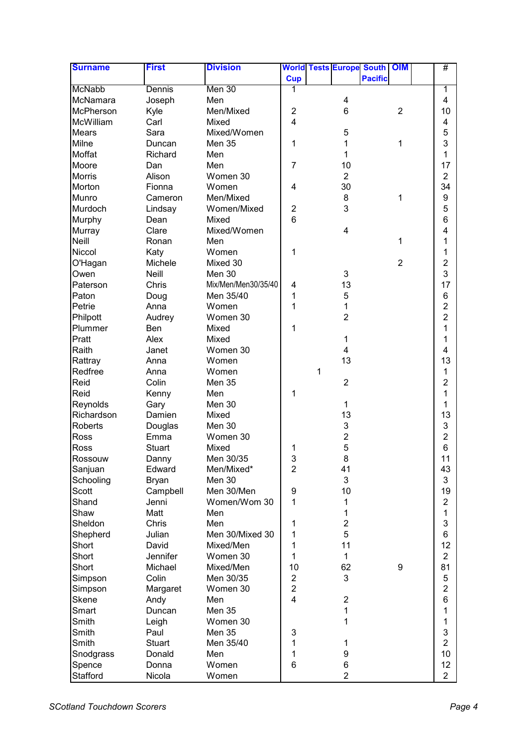| Surname | First | Division | World Cup | Tests | Europe | South Pacific | OIM | | # |
|---|---|---|---|---|---|---|---|---|---|
| McNabb | Dennis | Men 30 | 1 | | | | | | 1 |
| McNamara | Joseph | Men | | | 4 | | | | 4 |
| McPherson | Kyle | Men/Mixed | 2 | | 6 | | 2 | | 10 |
| McWilliam | Carl | Mixed | 4 | | | | | | 4 |
| Mears | Sara | Mixed/Women | | | 5 | | | | 5 |
| Milne | Duncan | Men 35 | 1 | | 1 | | 1 | | 3 |
| Moffat | Richard | Men | | | 1 | | | | 1 |
| Moore | Dan | Men | 7 | | 10 | | | | 17 |
| Morris | Alison | Women 30 | | | 2 | | | | 2 |
| Morton | Fionna | Women | 4 | | 30 | | | | 34 |
| Munro | Cameron | Men/Mixed | | | 8 | | 1 | | 9 |
| Murdoch | Lindsay | Women/Mixed | 2 | | 3 | | | | 5 |
| Murphy | Dean | Mixed | 6 | | | | | | 6 |
| Murray | Clare | Mixed/Women | | | 4 | | | | 4 |
| Neill | Ronan | Men | | | | | 1 | | 1 |
| Niccol | Katy | Women | 1 | | | | | | 1 |
| O'Hagan | Michele | Mixed 30 | | | | | 2 | | 2 |
| Owen | Neill | Men 30 | | | 3 | | | | 3 |
| Paterson | Chris | Mix/Men/Men30/35/40 | 4 | | 13 | | | | 17 |
| Paton | Doug | Men 35/40 | 1 | | 5 | | | | 6 |
| Petrie | Anna | Women | 1 | | 1 | | | | 2 |
| Philpott | Audrey | Women 30 | | | 2 | | | | 2 |
| Plummer | Ben | Mixed | 1 | | | | | | 1 |
| Pratt | Alex | Mixed | | | 1 | | | | 1 |
| Raith | Janet | Women 30 | | | 4 | | | | 4 |
| Rattray | Anna | Women | | | 13 | | | | 13 |
| Redfree | Anna | Women | | 1 | | | | | 1 |
| Reid | Colin | Men 35 | | | 2 | | | | 2 |
| Reid | Kenny | Men | 1 | | | | | | 1 |
| Reynolds | Gary | Men 30 | | | 1 | | | | 1 |
| Richardson | Damien | Mixed | | | 13 | | | | 13 |
| Roberts | Douglas | Men 30 | | | 3 | | | | 3 |
| Ross | Emma | Women 30 | | | 2 | | | | 2 |
| Ross | Stuart | Mixed | 1 | | 5 | | | | 6 |
| Rossouw | Danny | Men 30/35 | 3 | | 8 | | | | 11 |
| Sanjuan | Edward | Men/Mixed* | 2 | | 41 | | | | 43 |
| Schooling | Bryan | Men 30 | | | 3 | | | | 3 |
| Scott | Campbell | Men 30/Men | 9 | | 10 | | | | 19 |
| Shand | Jenni | Women/Wom 30 | 1 | | 1 | | | | 2 |
| Shaw | Matt | Men | | | 1 | | | | 1 |
| Sheldon | Chris | Men | 1 | | 2 | | | | 3 |
| Shepherd | Julian | Men 30/Mixed 30 | 1 | | 5 | | | | 6 |
| Short | David | Mixed/Men | 1 | | 11 | | | | 12 |
| Short | Jennifer | Women 30 | 1 | | 1 | | | | 2 |
| Short | Michael | Mixed/Men | 10 | | 62 | | 9 | | 81 |
| Simpson | Colin | Men 30/35 | 2 | | 3 | | | | 5 |
| Simpson | Margaret | Women 30 | 2 | | | | | | 2 |
| Skene | Andy | Men | 4 | | 2 | | | | 6 |
| Smart | Duncan | Men 35 | | | 1 | | | | 1 |
| Smith | Leigh | Women 30 | | | 1 | | | | 1 |
| Smith | Paul | Men 35 | 3 | | | | | | 3 |
| Smith | Stuart | Men 35/40 | 1 | | 1 | | | | 2 |
| Snodgrass | Donald | Men | 1 | | 9 | | | | 10 |
| Spence | Donna | Women | 6 | | 6 | | | | 12 |
| Stafford | Nicola | Women | | | 2 | | | | 2 |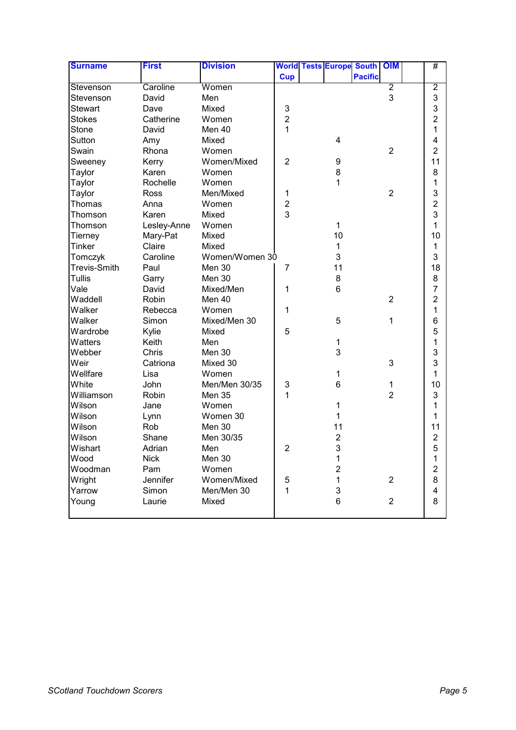| Surname | First | Division | World Cup | Tests | Europe | South Pacific | OIM | | # |
|---|---|---|---|---|---|---|---|---|---|
| Stevenson | Caroline | Women | | | | | 2 | | 2 |
| Stevenson | David | Men | | | | | 3 | | 3 |
| Stewart | Dave | Mixed | 3 | | | | | | 3 |
| Stokes | Catherine | Women | 2 | | | | | | 2 |
| Stone | David | Men 40 | 1 | | | | | | 1 |
| Sutton | Amy | Mixed | | | 4 | | | | 4 |
| Swain | Rhona | Women | | | | | 2 | | 2 |
| Sweeney | Kerry | Women/Mixed | 2 | | 9 | | | | 11 |
| Taylor | Karen | Women | | | 8 | | | | 8 |
| Taylor | Rochelle | Women | | | 1 | | | | 1 |
| Taylor | Ross | Men/Mixed | 1 | | | | 2 | | 3 |
| Thomas | Anna | Women | 2 | | | | | | 2 |
| Thomson | Karen | Mixed | 3 | | | | | | 3 |
| Thomson | Lesley-Anne | Women | | | 1 | | | | 1 |
| Tierney | Mary-Pat | Mixed | | | 10 | | | | 10 |
| Tinker | Claire | Mixed | | | 1 | | | | 1 |
| Tomczyk | Caroline | Women/Women 30 | | | 3 | | | | 3 |
| Trevis-Smith | Paul | Men 30 | 7 | | 11 | | | | 18 |
| Tullis | Garry | Men 30 | | | 8 | | | | 8 |
| Vale | David | Mixed/Men | 1 | | 6 | | | | 7 |
| Waddell | Robin | Men 40 | | | | | 2 | | 2 |
| Walker | Rebecca | Women | 1 | | | | | | 1 |
| Walker | Simon | Mixed/Men 30 | | | 5 | | 1 | | 6 |
| Wardrobe | Kylie | Mixed | 5 | | | | | | 5 |
| Watters | Keith | Men | | | 1 | | | | 1 |
| Webber | Chris | Men 30 | | | 3 | | | | 3 |
| Weir | Catriona | Mixed 30 | | | | | 3 | | 3 |
| Wellfare | Lisa | Women | | | 1 | | | | 1 |
| White | John | Men/Men 30/35 | 3 | | 6 | | 1 | | 10 |
| Williamson | Robin | Men 35 | 1 | | | | 2 | | 3 |
| Wilson | Jane | Women | | | 1 | | | | 1 |
| Wilson | Lynn | Women 30 | | | 1 | | | | 1 |
| Wilson | Rob | Men 30 | | | 11 | | | | 11 |
| Wilson | Shane | Men 30/35 | | | 2 | | | | 2 |
| Wishart | Adrian | Men | 2 | | 3 | | | | 5 |
| Wood | Nick | Men 30 | | | 1 | | | | 1 |
| Woodman | Pam | Women | | | 2 | | | | 2 |
| Wright | Jennifer | Women/Mixed | 5 | | 1 | | 2 | | 8 |
| Yarrow | Simon | Men/Men 30 | 1 | | 3 | | | | 4 |
| Young | Laurie | Mixed | | | 6 | | 2 | | 8 |